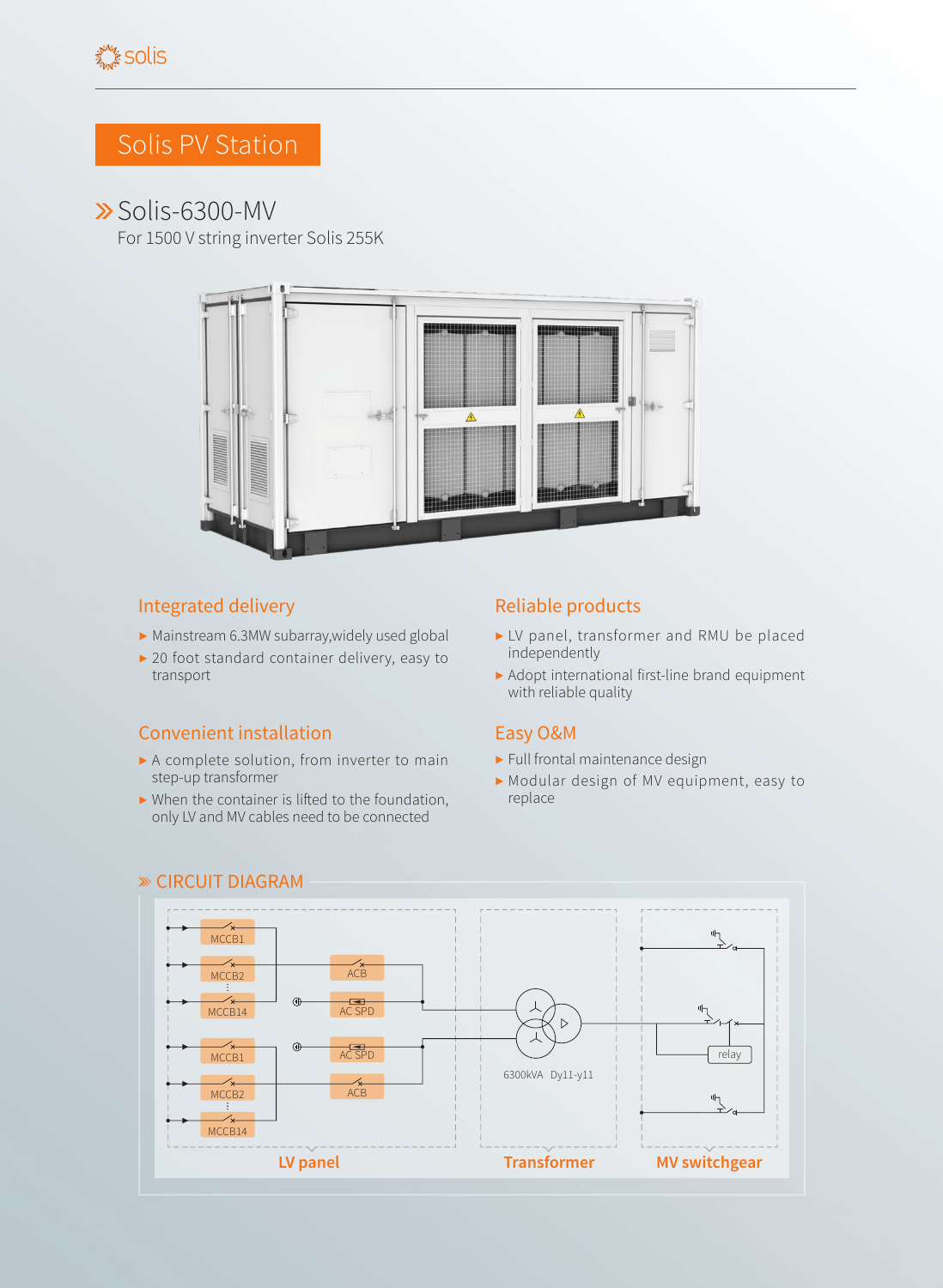# Solis PV Station

## Solis-6300-MV

For 1500 V string inverter Solis 255K

### Integrated delivery

- Mainstream 6.3MW subarray,widely used global
- 20 foot standard container delivery, easy to transport

### Reliable products

- LV panel, transformer and RMU be placed independently
- Adopt international first-line brand equipment with reliable quality

### Convenient installation

- A complete solution, from inverter to main step-up transformer
- When the container is lifted to the foundation, only LV and MV cables need to be connected

### Easy O&M

- Full frontal maintenance design
- Modular design of MV equipment, easy to replace

## CIRCUIT DIAGRAM

MCCB1, MCCB2, MCCB14, ACB, AC SPD, MCCB1, MCCB2, MCCB14, AC SPD, ACB

6300kVA Dy11-y11

relay

LV panel | Transformer | MV switchgear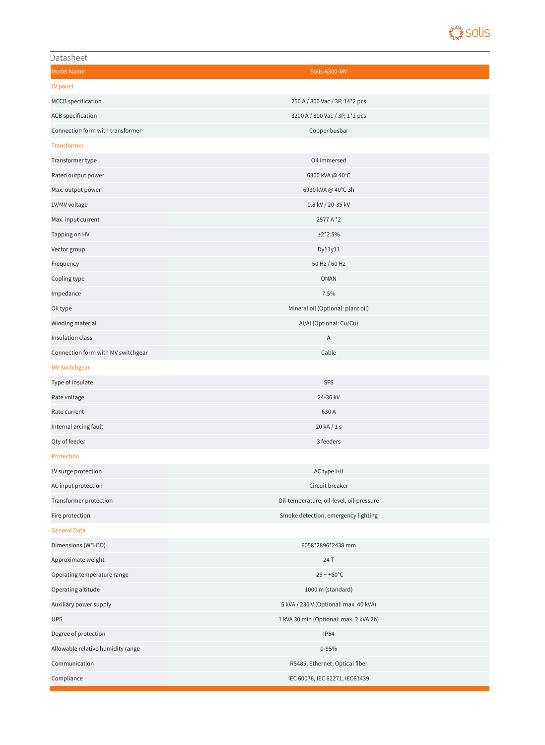Datasheet

| Model Name | Solis-6300-MV |
| --- | --- |
| **LV panel** | |
| MCCB specification | 250 A / 800 Vac / 3P, 14*2 pcs |
| ACB specification | 3200 A / 800 Vac / 3P, 1*2 pcs |
| Connection form with transformer | Copper busbar |
| **Transformer** | |
| Transformer type | Oil immersed |
| Rated output power | 6300 kVA @ 40°C |
| Max. output power | 6930 kVA @ 40°C 3h |
| LV/MV voltage | 0.8 kV / 20-35 kV |
| Max. input current | 2577 A *2 |
| Tapping on HV | ±2*2.5% |
| Vector group | Dy11y11 |
| Frequency | 50 Hz / 60 Hz |
| Cooling type | ONAN |
| Impedance | 7.5% |
| Oil type | Mineral oil (Optional: plant oil) |
| Winding material | Al/Al (Optional: Cu/Cu) |
| Insulation class | A |
| Connection form with MV switchgear | Cable |
| **MV Switchgear** | |
| Type of insulate | SF6 |
| Rate voltage | 24-36 kV |
| Rate current | 630 A |
| Internal arcing fault | 20 kA / 1 s |
| Qty of feeder | 3 feeders |
| **Protection** | |
| LV surge protection | AC type I+II |
| AC input protection | Circuit breaker |
| Transformer protection | Oil-temperature, oil-level, oil-pressure |
| Fire protection | Smoke detection, emergency lighting |
| **General Data** | |
| Dimensions (W*H*D) | 6058*2896*2438 mm |
| Approximate weight | 24 T |
| Operating temperature range | -25 ~ +60°C |
| Operating altitude | 1000 m (standard) |
| Auxiliary power supply | 5 kVA / 230 V (Optional: max. 40 kVA) |
| UPS | 1 kVA 30 min (Optional: max. 2 kVA 2h) |
| Degree of protection | IP54 |
| Allowable relative humidity range | 0-95% |
| Communication | RS485, Ethernet, Optical fiber |
| Compliance | IEC 60076, IEC 62271, IEC61439 |